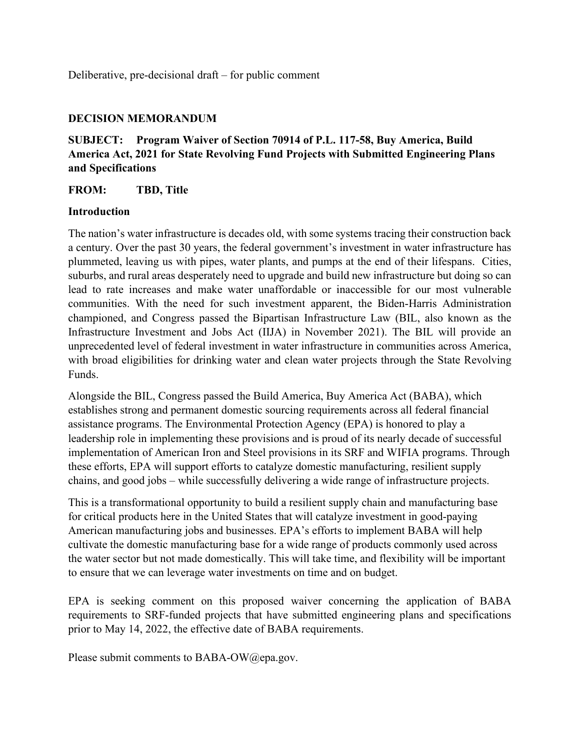Deliberative, pre-decisional draft – for public comment

**DECISION MEMORANDUM**

**SUBJECT: Program Waiver of Section 70914 of P.L. 117-58, Buy America, Build America Act, 2021 for State Revolving Fund Projects with Submitted Engineering Plans and Specifications**

**FROM: TBD, Title**

**Introduction**

The nation's water infrastructure is decades old, with some systems tracing their construction back a century. Over the past 30 years, the federal government's investment in water infrastructure has plummeted, leaving us with pipes, water plants, and pumps at the end of their lifespans. Cities, suburbs, and rural areas desperately need to upgrade and build new infrastructure but doing so can lead to rate increases and make water unaffordable or inaccessible for our most vulnerable communities. With the need for such investment apparent, the Biden-Harris Administration championed, and Congress passed the Bipartisan Infrastructure Law (BIL, also known as the Infrastructure Investment and Jobs Act (IIJA) in November 2021). The BIL will provide an unprecedented level of federal investment in water infrastructure in communities across America, with broad eligibilities for drinking water and clean water projects through the State Revolving Funds.

Alongside the BIL, Congress passed the Build America, Buy America Act (BABA), which establishes strong and permanent domestic sourcing requirements across all federal financial assistance programs. The Environmental Protection Agency (EPA) is honored to play a leadership role in implementing these provisions and is proud of its nearly decade of successful implementation of American Iron and Steel provisions in its SRF and WIFIA programs. Through these efforts, EPA will support efforts to catalyze domestic manufacturing, resilient supply chains, and good jobs – while successfully delivering a wide range of infrastructure projects.

This is a transformational opportunity to build a resilient supply chain and manufacturing base for critical products here in the United States that will catalyze investment in good-paying American manufacturing jobs and businesses. EPA's efforts to implement BABA will help cultivate the domestic manufacturing base for a wide range of products commonly used across the water sector but not made domestically. This will take time, and flexibility will be important to ensure that we can leverage water investments on time and on budget.

EPA is seeking comment on this proposed waiver concerning the application of BABA requirements to SRF-funded projects that have submitted engineering plans and specifications prior to May 14, 2022, the effective date of BABA requirements.

Please submit comments to BABA-OW@epa.gov.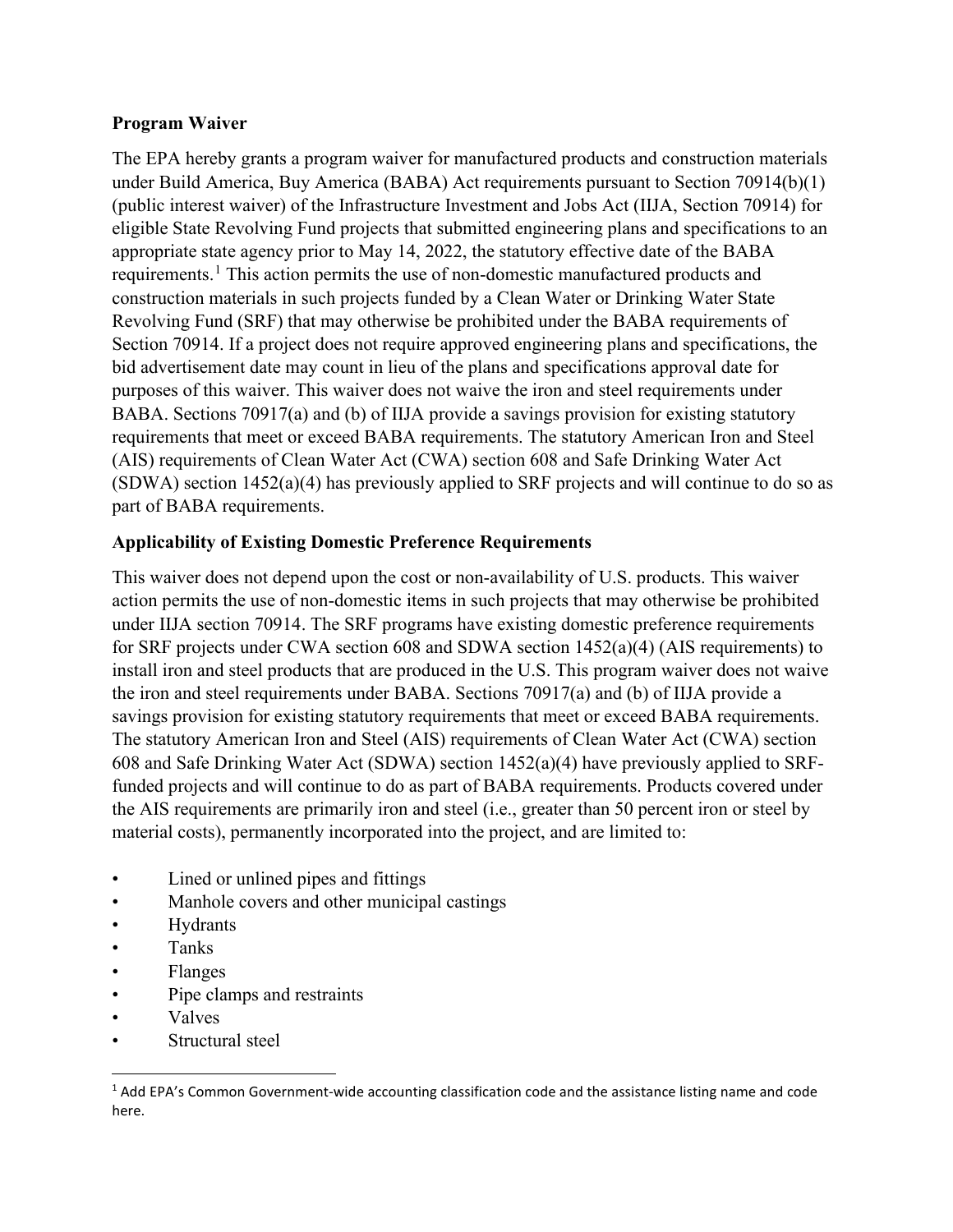**Program Waiver**

The EPA hereby grants a program waiver for manufactured products and construction materials under Build America, Buy America (BABA) Act requirements pursuant to Section 70914(b)(1) (public interest waiver) of the Infrastructure Investment and Jobs Act (IIJA, Section 70914) for eligible State Revolving Fund projects that submitted engineering plans and specifications to an appropriate state agency prior to May 14, 2022, the statutory effective date of the BABA requirements.[1] This action permits the use of non-domestic manufactured products and construction materials in such projects funded by a Clean Water or Drinking Water State Revolving Fund (SRF) that may otherwise be prohibited under the BABA requirements of Section 70914. If a project does not require approved engineering plans and specifications, the bid advertisement date may count in lieu of the plans and specifications approval date for purposes of this waiver. This waiver does not waive the iron and steel requirements under BABA. Sections 70917(a) and (b) of IIJA provide a savings provision for existing statutory requirements that meet or exceed BABA requirements. The statutory American Iron and Steel (AIS) requirements of Clean Water Act (CWA) section 608 and Safe Drinking Water Act (SDWA) section 1452(a)(4) has previously applied to SRF projects and will continue to do so as part of BABA requirements.

**Applicability of Existing Domestic Preference Requirements**

This waiver does not depend upon the cost or non-availability of U.S. products. This waiver action permits the use of non-domestic items in such projects that may otherwise be prohibited under IIJA section 70914. The SRF programs have existing domestic preference requirements for SRF projects under CWA section 608 and SDWA section 1452(a)(4) (AIS requirements) to install iron and steel products that are produced in the U.S. This program waiver does not waive the iron and steel requirements under BABA. Sections 70917(a) and (b) of IIJA provide a savings provision for existing statutory requirements that meet or exceed BABA requirements. The statutory American Iron and Steel (AIS) requirements of Clean Water Act (CWA) section 608 and Safe Drinking Water Act (SDWA) section 1452(a)(4) have previously applied to SRF-funded projects and will continue to do as part of BABA requirements. Products covered under the AIS requirements are primarily iron and steel (i.e., greater than 50 percent iron or steel by material costs), permanently incorporated into the project, and are limited to:

- Lined or unlined pipes and fittings
- Manhole covers and other municipal castings
- Hydrants
- Tanks
- Flanges
- Pipe clamps and restraints
- Valves
- Structural steel

[1] Add EPA's Common Government-wide accounting classification code and the assistance listing name and code here.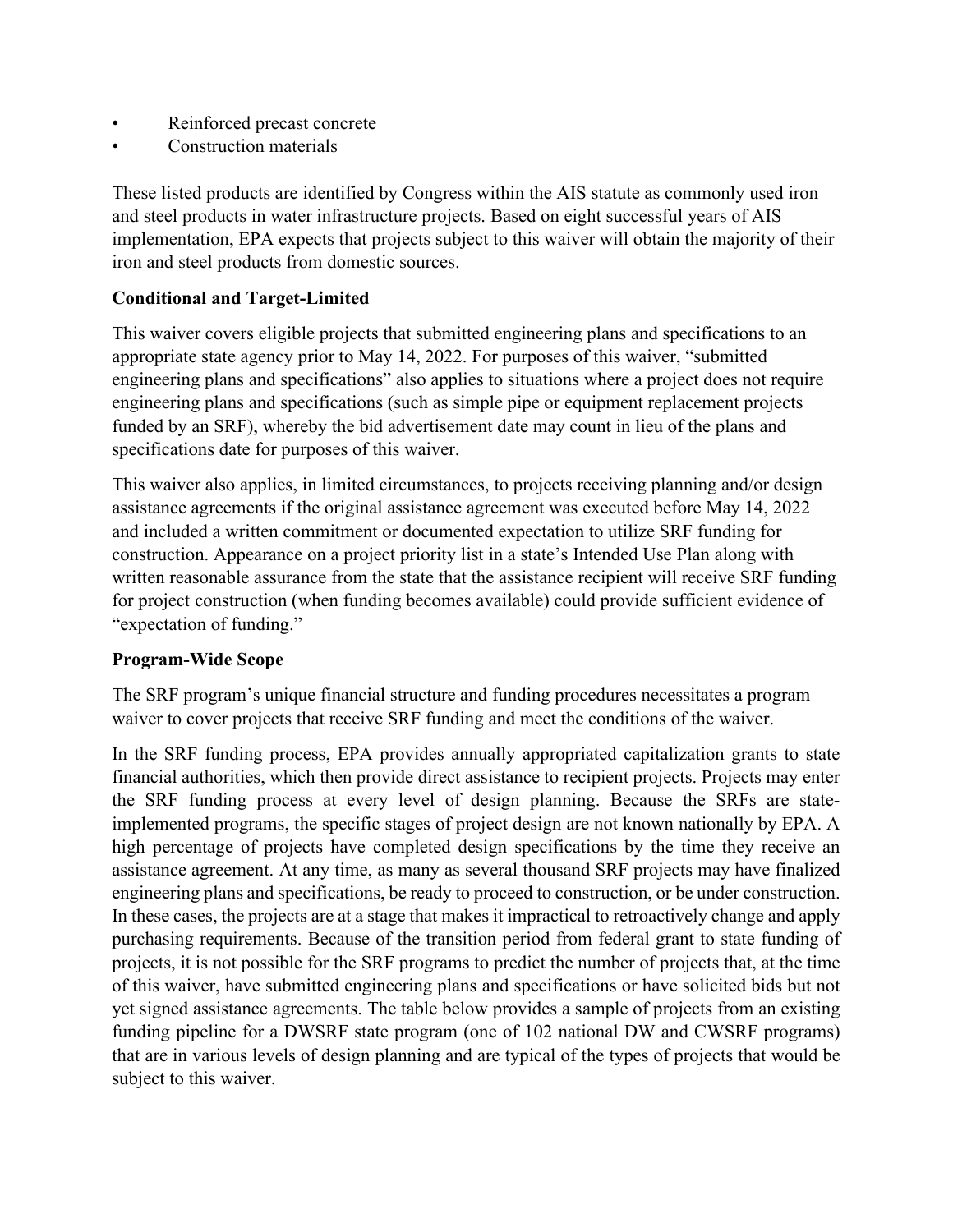- Reinforced precast concrete
- Construction materials

These listed products are identified by Congress within the AIS statute as commonly used iron and steel products in water infrastructure projects. Based on eight successful years of AIS implementation, EPA expects that projects subject to this waiver will obtain the majority of their iron and steel products from domestic sources.

**Conditional and Target-Limited**

This waiver covers eligible projects that submitted engineering plans and specifications to an appropriate state agency prior to May 14, 2022. For purposes of this waiver, "submitted engineering plans and specifications" also applies to situations where a project does not require engineering plans and specifications (such as simple pipe or equipment replacement projects funded by an SRF), whereby the bid advertisement date may count in lieu of the plans and specifications date for purposes of this waiver.

This waiver also applies, in limited circumstances, to projects receiving planning and/or design assistance agreements if the original assistance agreement was executed before May 14, 2022 and included a written commitment or documented expectation to utilize SRF funding for construction. Appearance on a project priority list in a state's Intended Use Plan along with written reasonable assurance from the state that the assistance recipient will receive SRF funding for project construction (when funding becomes available) could provide sufficient evidence of "expectation of funding."

**Program-Wide Scope**

The SRF program's unique financial structure and funding procedures necessitates a program waiver to cover projects that receive SRF funding and meet the conditions of the waiver.

In the SRF funding process, EPA provides annually appropriated capitalization grants to state financial authorities, which then provide direct assistance to recipient projects. Projects may enter the SRF funding process at every level of design planning. Because the SRFs are state-implemented programs, the specific stages of project design are not known nationally by EPA. A high percentage of projects have completed design specifications by the time they receive an assistance agreement. At any time, as many as several thousand SRF projects may have finalized engineering plans and specifications, be ready to proceed to construction, or be under construction. In these cases, the projects are at a stage that makes it impractical to retroactively change and apply purchasing requirements. Because of the transition period from federal grant to state funding of projects, it is not possible for the SRF programs to predict the number of projects that, at the time of this waiver, have submitted engineering plans and specifications or have solicited bids but not yet signed assistance agreements. The table below provides a sample of projects from an existing funding pipeline for a DWSRF state program (one of 102 national DW and CWSRF programs) that are in various levels of design planning and are typical of the types of projects that would be subject to this waiver.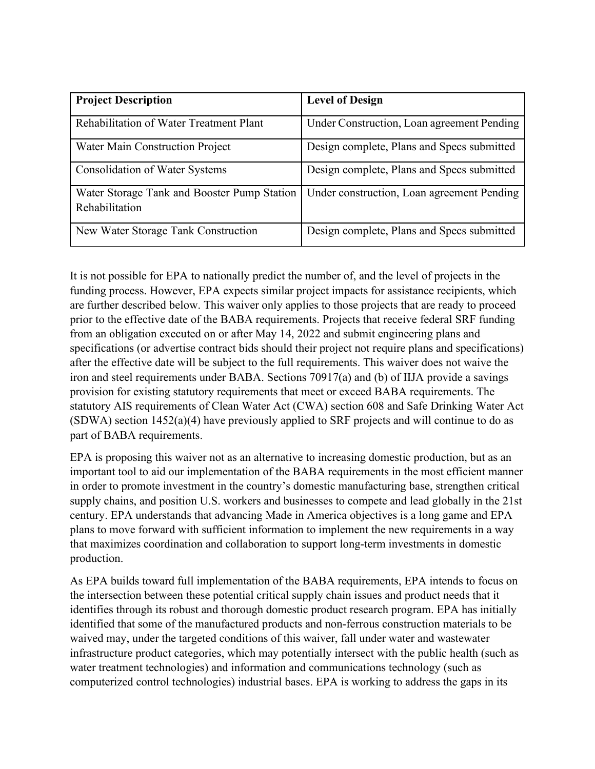| **Project Description** | **Level of Design** |
| --- | --- |
| Rehabilitation of Water Treatment Plant | Under Construction, Loan agreement Pending |
| Water Main Construction Project | Design complete, Plans and Specs submitted |
| Consolidation of Water Systems | Design complete, Plans and Specs submitted |
| Water Storage Tank and Booster Pump Station Rehabilitation | Under construction, Loan agreement Pending |
| New Water Storage Tank Construction | Design complete, Plans and Specs submitted |

It is not possible for EPA to nationally predict the number of, and the level of projects in the funding process. However, EPA expects similar project impacts for assistance recipients, which are further described below. This waiver only applies to those projects that are ready to proceed prior to the effective date of the BABA requirements. Projects that receive federal SRF funding from an obligation executed on or after May 14, 2022 and submit engineering plans and specifications (or advertise contract bids should their project not require plans and specifications) after the effective date will be subject to the full requirements. This waiver does not waive the iron and steel requirements under BABA. Sections 70917(a) and (b) of IIJA provide a savings provision for existing statutory requirements that meet or exceed BABA requirements. The statutory AIS requirements of Clean Water Act (CWA) section 608 and Safe Drinking Water Act (SDWA) section 1452(a)(4) have previously applied to SRF projects and will continue to do as part of BABA requirements.

EPA is proposing this waiver not as an alternative to increasing domestic production, but as an important tool to aid our implementation of the BABA requirements in the most efficient manner in order to promote investment in the country's domestic manufacturing base, strengthen critical supply chains, and position U.S. workers and businesses to compete and lead globally in the 21st century. EPA understands that advancing Made in America objectives is a long game and EPA plans to move forward with sufficient information to implement the new requirements in a way that maximizes coordination and collaboration to support long-term investments in domestic production.

As EPA builds toward full implementation of the BABA requirements, EPA intends to focus on the intersection between these potential critical supply chain issues and product needs that it identifies through its robust and thorough domestic product research program. EPA has initially identified that some of the manufactured products and non-ferrous construction materials to be waived may, under the targeted conditions of this waiver, fall under water and wastewater infrastructure product categories, which may potentially intersect with the public health (such as water treatment technologies) and information and communications technology (such as computerized control technologies) industrial bases. EPA is working to address the gaps in its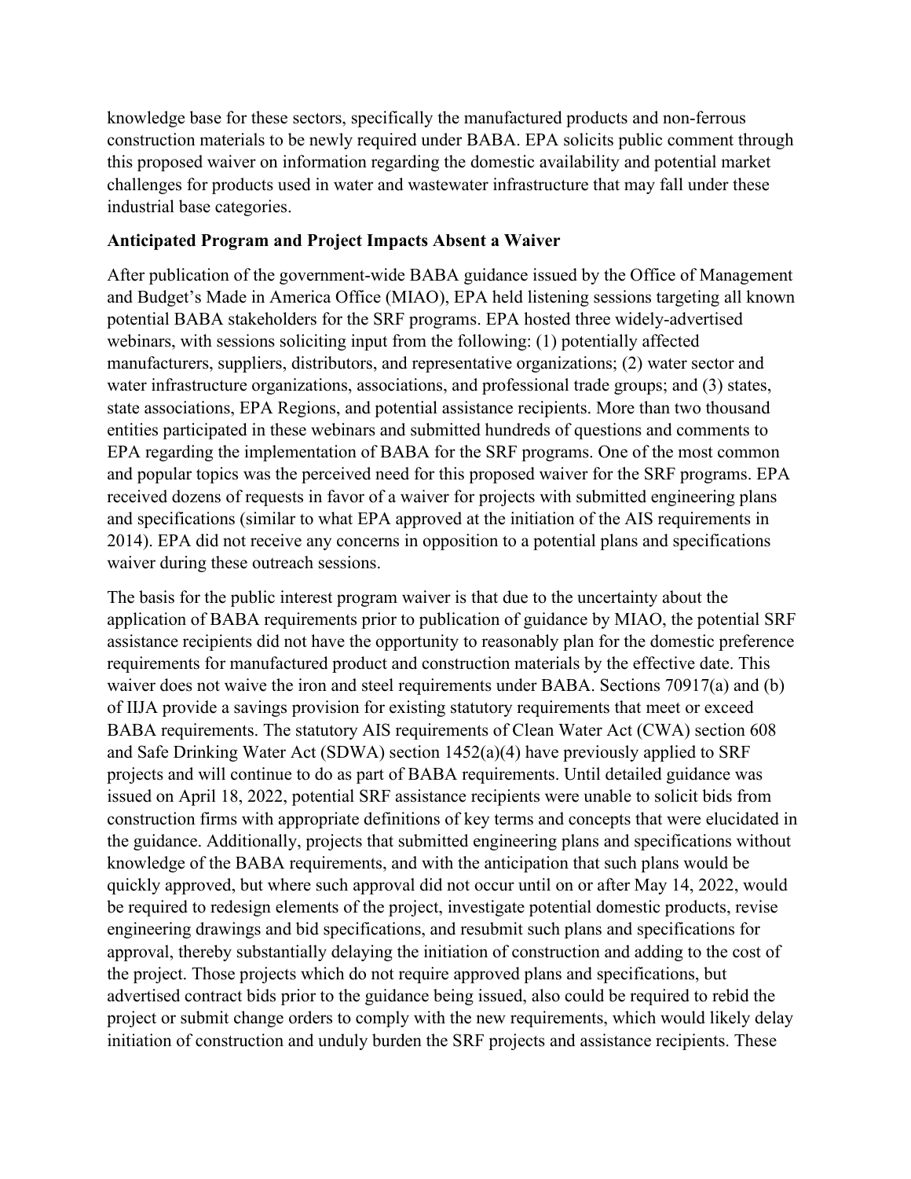knowledge base for these sectors, specifically the manufactured products and non-ferrous construction materials to be newly required under BABA. EPA solicits public comment through this proposed waiver on information regarding the domestic availability and potential market challenges for products used in water and wastewater infrastructure that may fall under these industrial base categories.

**Anticipated Program and Project Impacts Absent a Waiver**

After publication of the government-wide BABA guidance issued by the Office of Management and Budget's Made in America Office (MIAO), EPA held listening sessions targeting all known potential BABA stakeholders for the SRF programs. EPA hosted three widely-advertised webinars, with sessions soliciting input from the following: (1) potentially affected manufacturers, suppliers, distributors, and representative organizations; (2) water sector and water infrastructure organizations, associations, and professional trade groups; and (3) states, state associations, EPA Regions, and potential assistance recipients. More than two thousand entities participated in these webinars and submitted hundreds of questions and comments to EPA regarding the implementation of BABA for the SRF programs. One of the most common and popular topics was the perceived need for this proposed waiver for the SRF programs. EPA received dozens of requests in favor of a waiver for projects with submitted engineering plans and specifications (similar to what EPA approved at the initiation of the AIS requirements in 2014). EPA did not receive any concerns in opposition to a potential plans and specifications waiver during these outreach sessions.

The basis for the public interest program waiver is that due to the uncertainty about the application of BABA requirements prior to publication of guidance by MIAO, the potential SRF assistance recipients did not have the opportunity to reasonably plan for the domestic preference requirements for manufactured product and construction materials by the effective date. This waiver does not waive the iron and steel requirements under BABA. Sections 70917(a) and (b) of IIJA provide a savings provision for existing statutory requirements that meet or exceed BABA requirements. The statutory AIS requirements of Clean Water Act (CWA) section 608 and Safe Drinking Water Act (SDWA) section 1452(a)(4) have previously applied to SRF projects and will continue to do as part of BABA requirements. Until detailed guidance was issued on April 18, 2022, potential SRF assistance recipients were unable to solicit bids from construction firms with appropriate definitions of key terms and concepts that were elucidated in the guidance. Additionally, projects that submitted engineering plans and specifications without knowledge of the BABA requirements, and with the anticipation that such plans would be quickly approved, but where such approval did not occur until on or after May 14, 2022, would be required to redesign elements of the project, investigate potential domestic products, revise engineering drawings and bid specifications, and resubmit such plans and specifications for approval, thereby substantially delaying the initiation of construction and adding to the cost of the project. Those projects which do not require approved plans and specifications, but advertised contract bids prior to the guidance being issued, also could be required to rebid the project or submit change orders to comply with the new requirements, which would likely delay initiation of construction and unduly burden the SRF projects and assistance recipients. These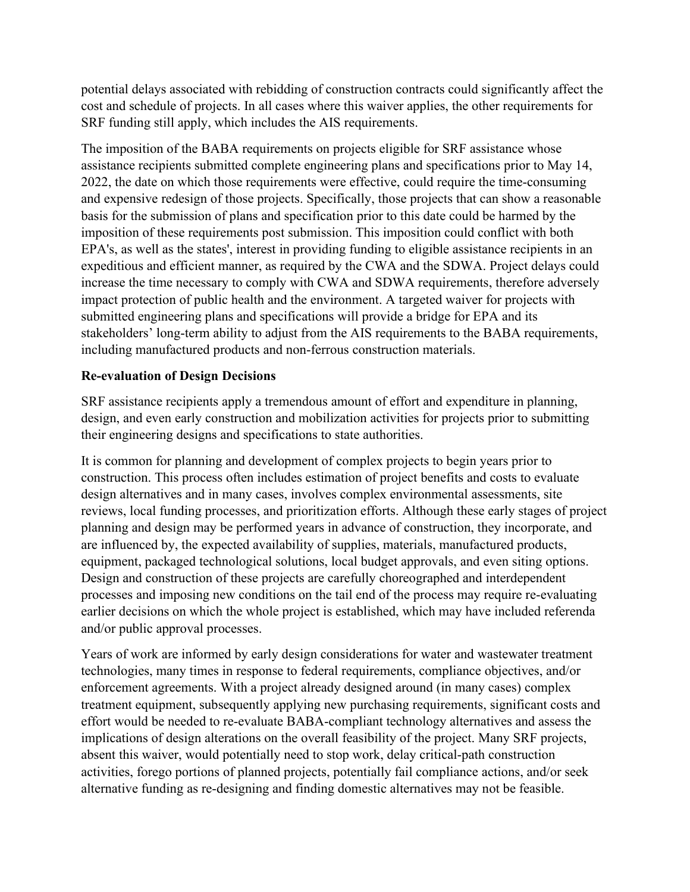potential delays associated with rebidding of construction contracts could significantly affect the cost and schedule of projects. In all cases where this waiver applies, the other requirements for SRF funding still apply, which includes the AIS requirements.

The imposition of the BABA requirements on projects eligible for SRF assistance whose assistance recipients submitted complete engineering plans and specifications prior to May 14, 2022, the date on which those requirements were effective, could require the time-consuming and expensive redesign of those projects. Specifically, those projects that can show a reasonable basis for the submission of plans and specification prior to this date could be harmed by the imposition of these requirements post submission. This imposition could conflict with both EPA's, as well as the states', interest in providing funding to eligible assistance recipients in an expeditious and efficient manner, as required by the CWA and the SDWA. Project delays could increase the time necessary to comply with CWA and SDWA requirements, therefore adversely impact protection of public health and the environment. A targeted waiver for projects with submitted engineering plans and specifications will provide a bridge for EPA and its stakeholders' long-term ability to adjust from the AIS requirements to the BABA requirements, including manufactured products and non-ferrous construction materials.

**Re-evaluation of Design Decisions**

SRF assistance recipients apply a tremendous amount of effort and expenditure in planning, design, and even early construction and mobilization activities for projects prior to submitting their engineering designs and specifications to state authorities.

It is common for planning and development of complex projects to begin years prior to construction. This process often includes estimation of project benefits and costs to evaluate design alternatives and in many cases, involves complex environmental assessments, site reviews, local funding processes, and prioritization efforts. Although these early stages of project planning and design may be performed years in advance of construction, they incorporate, and are influenced by, the expected availability of supplies, materials, manufactured products, equipment, packaged technological solutions, local budget approvals, and even siting options. Design and construction of these projects are carefully choreographed and interdependent processes and imposing new conditions on the tail end of the process may require re-evaluating earlier decisions on which the whole project is established, which may have included referenda and/or public approval processes.

Years of work are informed by early design considerations for water and wastewater treatment technologies, many times in response to federal requirements, compliance objectives, and/or enforcement agreements. With a project already designed around (in many cases) complex treatment equipment, subsequently applying new purchasing requirements, significant costs and effort would be needed to re-evaluate BABA-compliant technology alternatives and assess the implications of design alterations on the overall feasibility of the project. Many SRF projects, absent this waiver, would potentially need to stop work, delay critical-path construction activities, forego portions of planned projects, potentially fail compliance actions, and/or seek alternative funding as re-designing and finding domestic alternatives may not be feasible.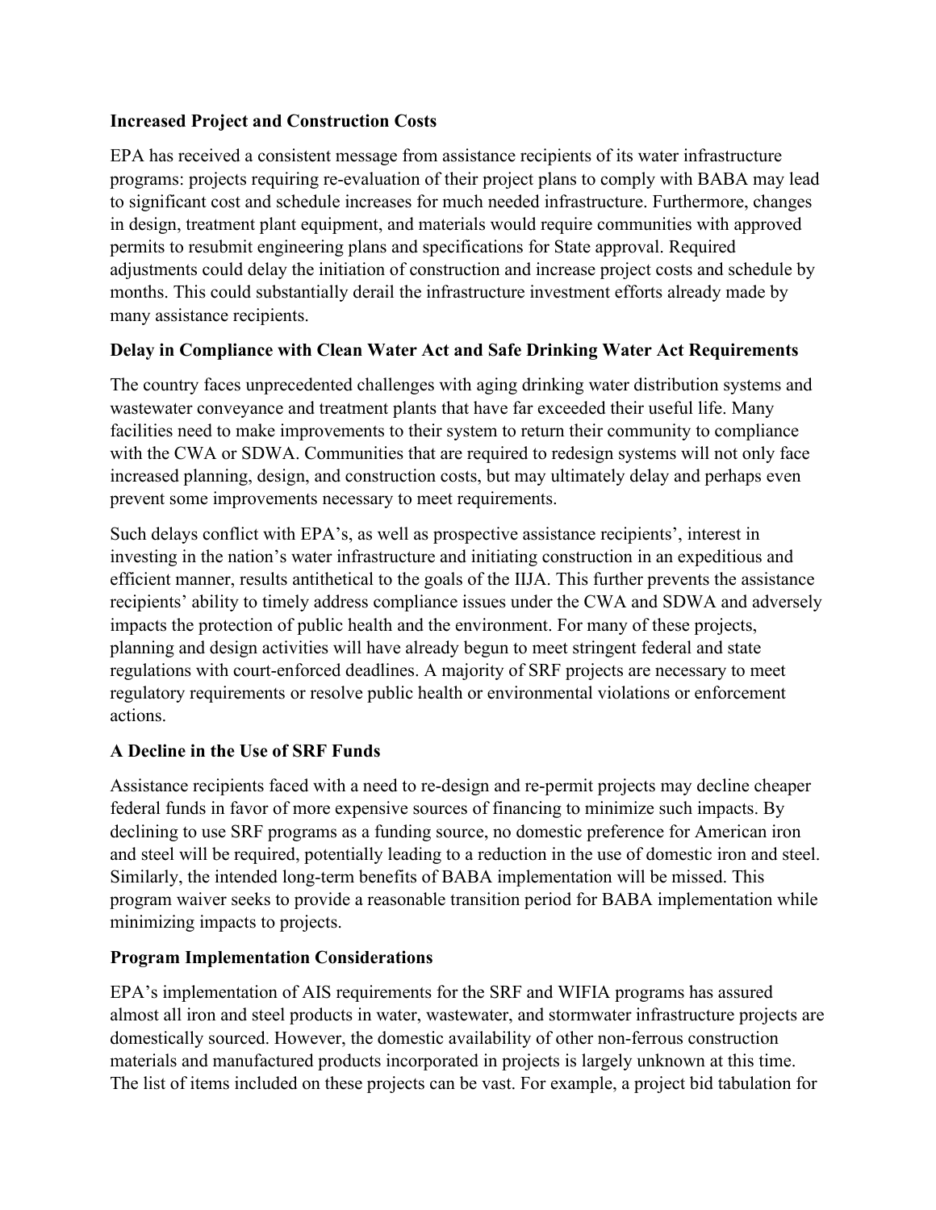**Increased Project and Construction Costs**

EPA has received a consistent message from assistance recipients of its water infrastructure programs: projects requiring re-evaluation of their project plans to comply with BABA may lead to significant cost and schedule increases for much needed infrastructure. Furthermore, changes in design, treatment plant equipment, and materials would require communities with approved permits to resubmit engineering plans and specifications for State approval. Required adjustments could delay the initiation of construction and increase project costs and schedule by months. This could substantially derail the infrastructure investment efforts already made by many assistance recipients.

**Delay in Compliance with Clean Water Act and Safe Drinking Water Act Requirements**

The country faces unprecedented challenges with aging drinking water distribution systems and wastewater conveyance and treatment plants that have far exceeded their useful life. Many facilities need to make improvements to their system to return their community to compliance with the CWA or SDWA. Communities that are required to redesign systems will not only face increased planning, design, and construction costs, but may ultimately delay and perhaps even prevent some improvements necessary to meet requirements.

Such delays conflict with EPA's, as well as prospective assistance recipients', interest in investing in the nation's water infrastructure and initiating construction in an expeditious and efficient manner, results antithetical to the goals of the IIJA. This further prevents the assistance recipients' ability to timely address compliance issues under the CWA and SDWA and adversely impacts the protection of public health and the environment. For many of these projects, planning and design activities will have already begun to meet stringent federal and state regulations with court-enforced deadlines. A majority of SRF projects are necessary to meet regulatory requirements or resolve public health or environmental violations or enforcement actions.

**A Decline in the Use of SRF Funds**

Assistance recipients faced with a need to re-design and re-permit projects may decline cheaper federal funds in favor of more expensive sources of financing to minimize such impacts. By declining to use SRF programs as a funding source, no domestic preference for American iron and steel will be required, potentially leading to a reduction in the use of domestic iron and steel. Similarly, the intended long-term benefits of BABA implementation will be missed. This program waiver seeks to provide a reasonable transition period for BABA implementation while minimizing impacts to projects.

**Program Implementation Considerations**

EPA's implementation of AIS requirements for the SRF and WIFIA programs has assured almost all iron and steel products in water, wastewater, and stormwater infrastructure projects are domestically sourced. However, the domestic availability of other non-ferrous construction materials and manufactured products incorporated in projects is largely unknown at this time. The list of items included on these projects can be vast. For example, a project bid tabulation for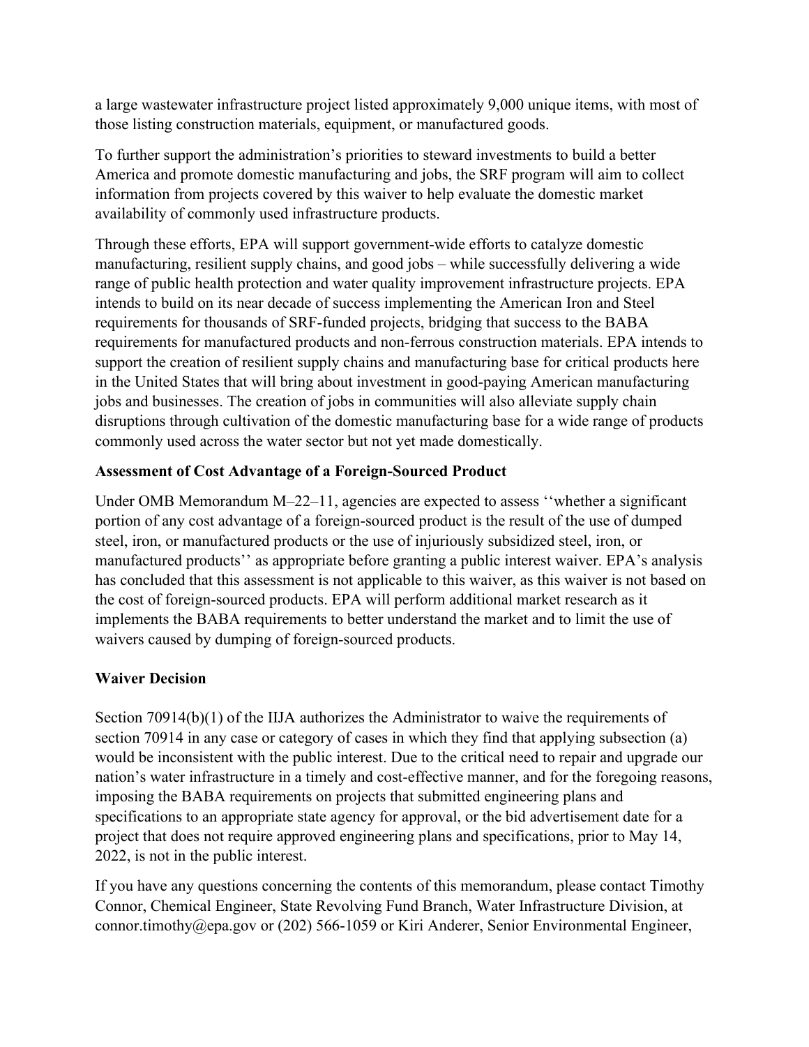a large wastewater infrastructure project listed approximately 9,000 unique items, with most of those listing construction materials, equipment, or manufactured goods.

To further support the administration's priorities to steward investments to build a better America and promote domestic manufacturing and jobs, the SRF program will aim to collect information from projects covered by this waiver to help evaluate the domestic market availability of commonly used infrastructure products.

Through these efforts, EPA will support government-wide efforts to catalyze domestic manufacturing, resilient supply chains, and good jobs – while successfully delivering a wide range of public health protection and water quality improvement infrastructure projects. EPA intends to build on its near decade of success implementing the American Iron and Steel requirements for thousands of SRF-funded projects, bridging that success to the BABA requirements for manufactured products and non-ferrous construction materials. EPA intends to support the creation of resilient supply chains and manufacturing base for critical products here in the United States that will bring about investment in good-paying American manufacturing jobs and businesses. The creation of jobs in communities will also alleviate supply chain disruptions through cultivation of the domestic manufacturing base for a wide range of products commonly used across the water sector but not yet made domestically.

**Assessment of Cost Advantage of a Foreign-Sourced Product**

Under OMB Memorandum M–22–11, agencies are expected to assess ''whether a significant portion of any cost advantage of a foreign-sourced product is the result of the use of dumped steel, iron, or manufactured products or the use of injuriously subsidized steel, iron, or manufactured products'' as appropriate before granting a public interest waiver. EPA's analysis has concluded that this assessment is not applicable to this waiver, as this waiver is not based on the cost of foreign-sourced products. EPA will perform additional market research as it implements the BABA requirements to better understand the market and to limit the use of waivers caused by dumping of foreign-sourced products.

**Waiver Decision**

Section 70914(b)(1) of the IIJA authorizes the Administrator to waive the requirements of section 70914 in any case or category of cases in which they find that applying subsection (a) would be inconsistent with the public interest. Due to the critical need to repair and upgrade our nation's water infrastructure in a timely and cost-effective manner, and for the foregoing reasons, imposing the BABA requirements on projects that submitted engineering plans and specifications to an appropriate state agency for approval, or the bid advertisement date for a project that does not require approved engineering plans and specifications, prior to May 14, 2022, is not in the public interest.

If you have any questions concerning the contents of this memorandum, please contact Timothy Connor, Chemical Engineer, State Revolving Fund Branch, Water Infrastructure Division, at connor.timothy@epa.gov or (202) 566-1059 or Kiri Anderer, Senior Environmental Engineer,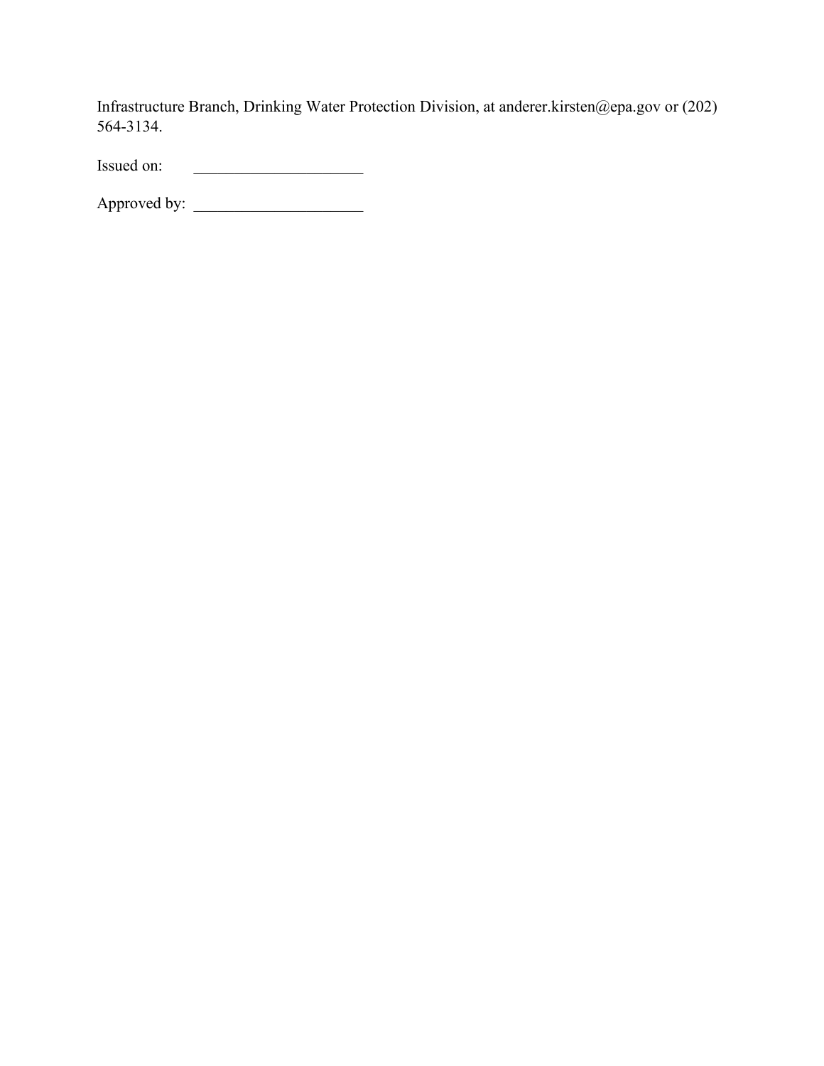Infrastructure Branch, Drinking Water Protection Division, at anderer.kirsten@epa.gov or (202) 564-3134.

Issued on: \_\_\_\_\_\_\_\_\_\_\_\_\_\_\_\_\_\_\_\_\_

Approved by: \_\_\_\_\_\_\_\_\_\_\_\_\_\_\_\_\_\_\_\_\_